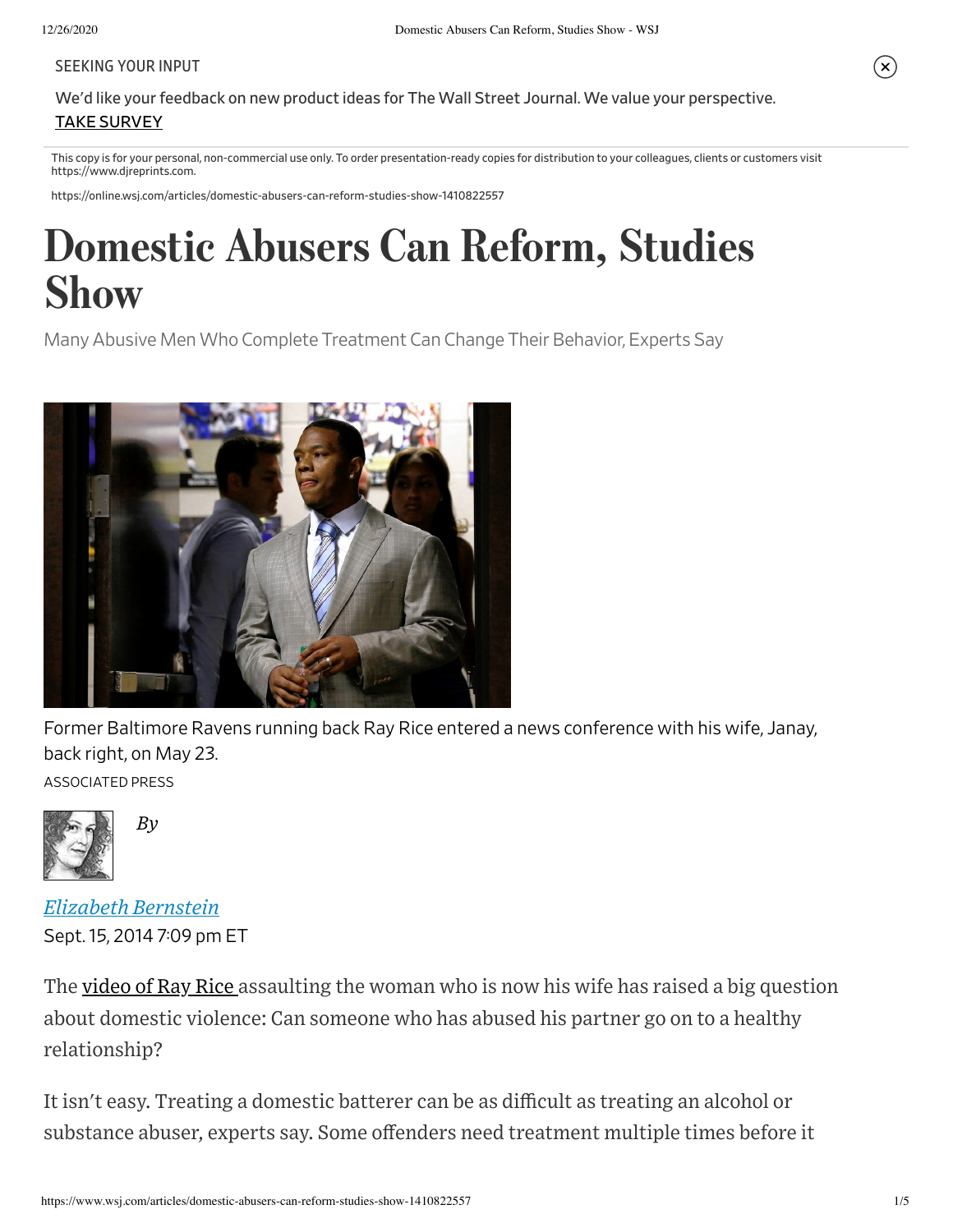SEEKING YOUR INPUT

We'd like your feedback on new product ideas for The Wall Street Journal. We value your perspective.
TAKE SURVEY

This copy is for your personal, non-commercial use only. To order presentation-ready copies for distribution to your colleagues, clients or customers visit https://www.djreprints.com.

https://online.wsj.com/articles/domestic-abusers-can-reform-studies-show-1410822557

# Domestic Abusers Can Reform, Studies Show

Many Abusive Men Who Complete Treatment Can Change Their Behavior, Experts Say

Former Baltimore Ravens running back Ray Rice entered a news conference with his wife, Janay, back right, on May 23.
ASSOCIATED PRESS

*By*

*Elizabeth Bernstein*
Sept. 15, 2014 7:09 pm ET

The video of Ray Rice assaulting the woman who is now his wife has raised a big question about domestic violence: Can someone who has abused his partner go on to a healthy relationship?

It isn't easy. Treating a domestic batterer can be as difficult as treating an alcohol or substance abuser, experts say. Some offenders need treatment multiple times before it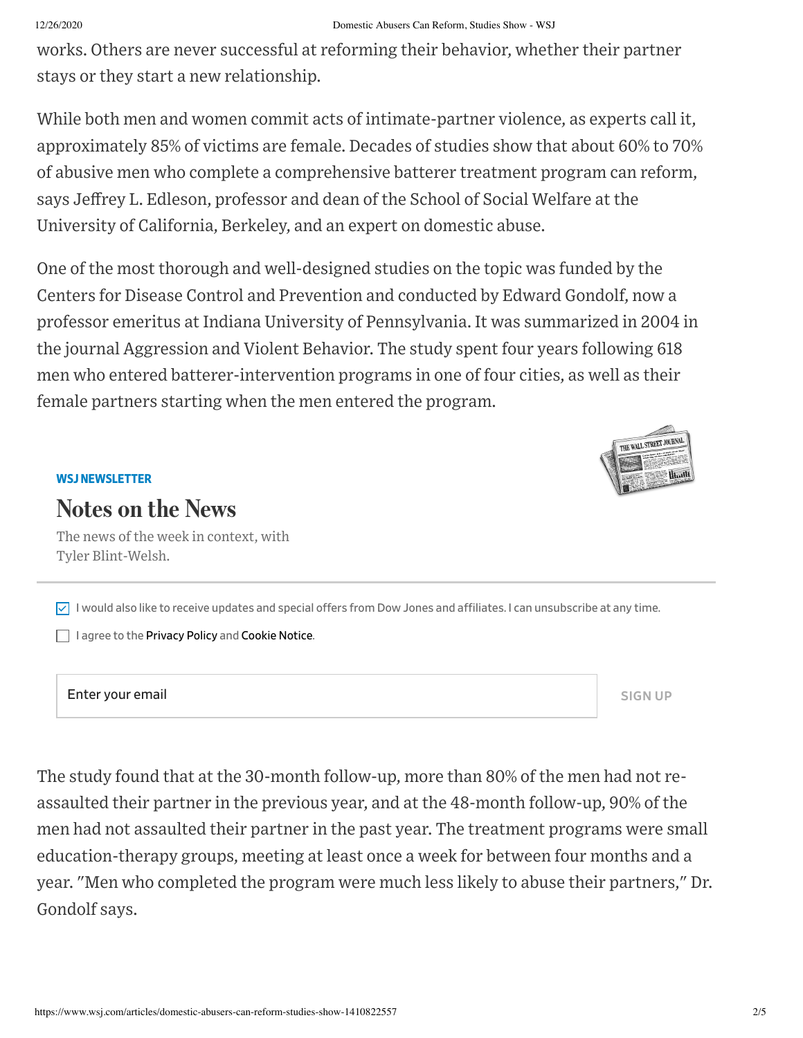works. Others are never successful at reforming their behavior, whether their partner stays or they start a new relationship.

While both men and women commit acts of intimate-partner violence, as experts call it, approximately 85% of victims are female. Decades of studies show that about 60% to 70% of abusive men who complete a comprehensive batterer treatment program can reform, says Jeffrey L. Edleson, professor and dean of the School of Social Welfare at the University of California, Berkeley, and an expert on domestic abuse.

One of the most thorough and well-designed studies on the topic was funded by the Centers for Disease Control and Prevention and conducted by Edward Gondolf, now a professor emeritus at Indiana University of Pennsylvania. It was summarized in 2004 in the journal Aggression and Violent Behavior. The study spent four years following 618 men who entered batterer-intervention programs in one of four cities, as well as their female partners starting when the men entered the program.

The study found that at the 30-month follow-up, more than 80% of the men had not re-assaulted their partner in the previous year, and at the 48-month follow-up, 90% of the men had not assaulted their partner in the past year. The treatment programs were small education-therapy groups, meeting at least once a week for between four months and a year. "Men who completed the program were much less likely to abuse their partners," Dr. Gondolf says.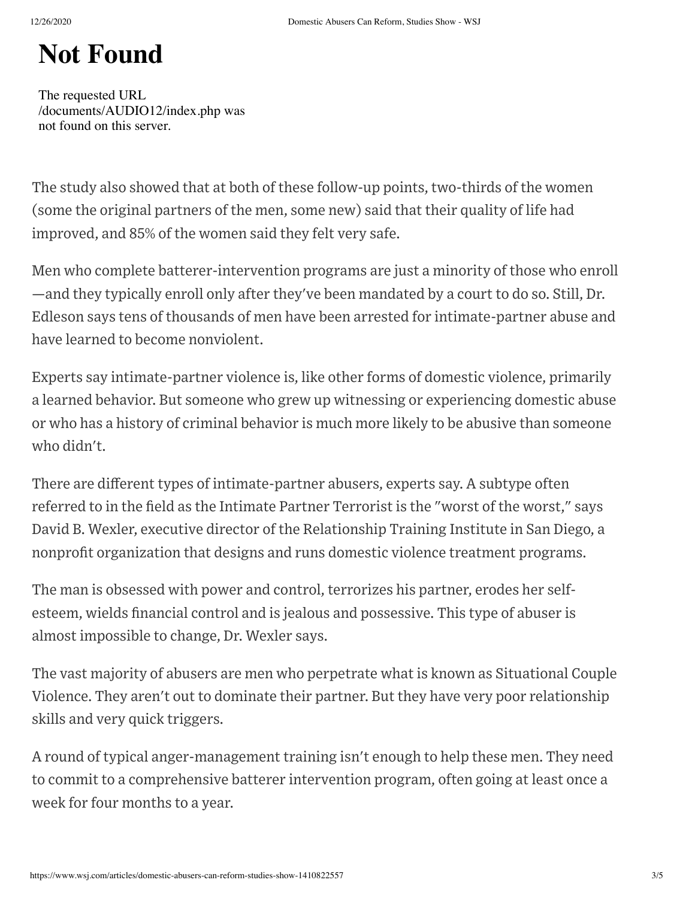# Not Found

The requested URL /documents/AUDIO12/index.php was not found on this server.

The study also showed that at both of these follow-up points, two-thirds of the women (some the original partners of the men, some new) said that their quality of life had improved, and 85% of the women said they felt very safe.

Men who complete batterer-intervention programs are just a minority of those who enroll—and they typically enroll only after they've been mandated by a court to do so. Still, Dr. Edleson says tens of thousands of men have been arrested for intimate-partner abuse and have learned to become nonviolent.

Experts say intimate-partner violence is, like other forms of domestic violence, primarily a learned behavior. But someone who grew up witnessing or experiencing domestic abuse or who has a history of criminal behavior is much more likely to be abusive than someone who didn't.

There are different types of intimate-partner abusers, experts say. A subtype often referred to in the field as the Intimate Partner Terrorist is the "worst of the worst," says David B. Wexler, executive director of the Relationship Training Institute in San Diego, a nonprofit organization that designs and runs domestic violence treatment programs.

The man is obsessed with power and control, terrorizes his partner, erodes her self-esteem, wields financial control and is jealous and possessive. This type of abuser is almost impossible to change, Dr. Wexler says.

The vast majority of abusers are men who perpetrate what is known as Situational Couple Violence. They aren't out to dominate their partner. But they have very poor relationship skills and very quick triggers.

A round of typical anger-management training isn't enough to help these men. They need to commit to a comprehensive batterer intervention program, often going at least once a week for four months to a year.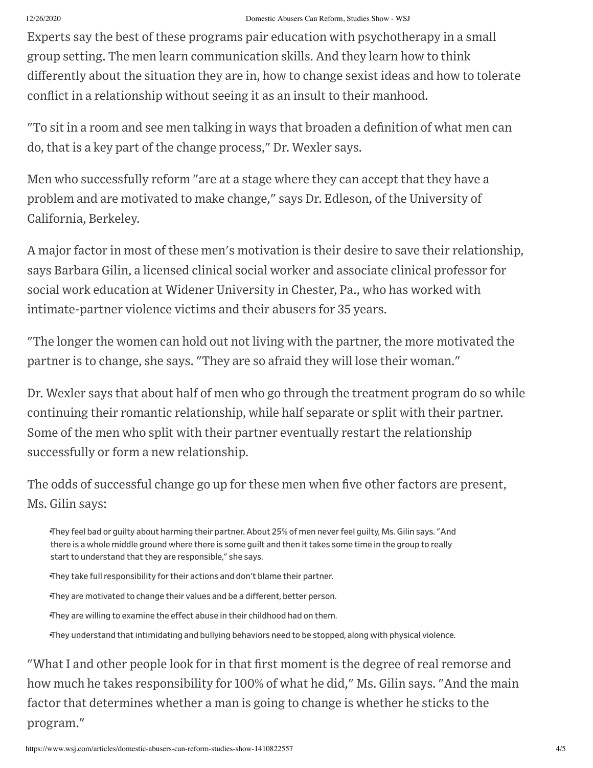Experts say the best of these programs pair education with psychotherapy in a small group setting. The men learn communication skills. And they learn how to think differently about the situation they are in, how to change sexist ideas and how to tolerate conflict in a relationship without seeing it as an insult to their manhood.

"To sit in a room and see men talking in ways that broaden a definition of what men can do, that is a key part of the change process," Dr. Wexler says.

Men who successfully reform "are at a stage where they can accept that they have a problem and are motivated to make change," says Dr. Edleson, of the University of California, Berkeley.

A major factor in most of these men's motivation is their desire to save their relationship, says Barbara Gilin, a licensed clinical social worker and associate clinical professor for social work education at Widener University in Chester, Pa., who has worked with intimate-partner violence victims and their abusers for 35 years.

"The longer the women can hold out not living with the partner, the more motivated the partner is to change, she says. "They are so afraid they will lose their woman."

Dr. Wexler says that about half of men who go through the treatment program do so while continuing their romantic relationship, while half separate or split with their partner. Some of the men who split with their partner eventually restart the relationship successfully or form a new relationship.

The odds of successful change go up for these men when five other factors are present, Ms. Gilin says:

- They feel bad or guilty about harming their partner. About 25% of men never feel guilty, Ms. Gilin says. "And there is a whole middle ground where there is some guilt and then it takes some time in the group to really start to understand that they are responsible," she says.
- They take full responsibility for their actions and don't blame their partner.
- They are motivated to change their values and be a different, better person.
- They are willing to examine the effect abuse in their childhood had on them.
- They understand that intimidating and bullying behaviors need to be stopped, along with physical violence.

"What I and other people look for in that first moment is the degree of real remorse and how much he takes responsibility for 100% of what he did," Ms. Gilin says. "And the main factor that determines whether a man is going to change is whether he sticks to the program."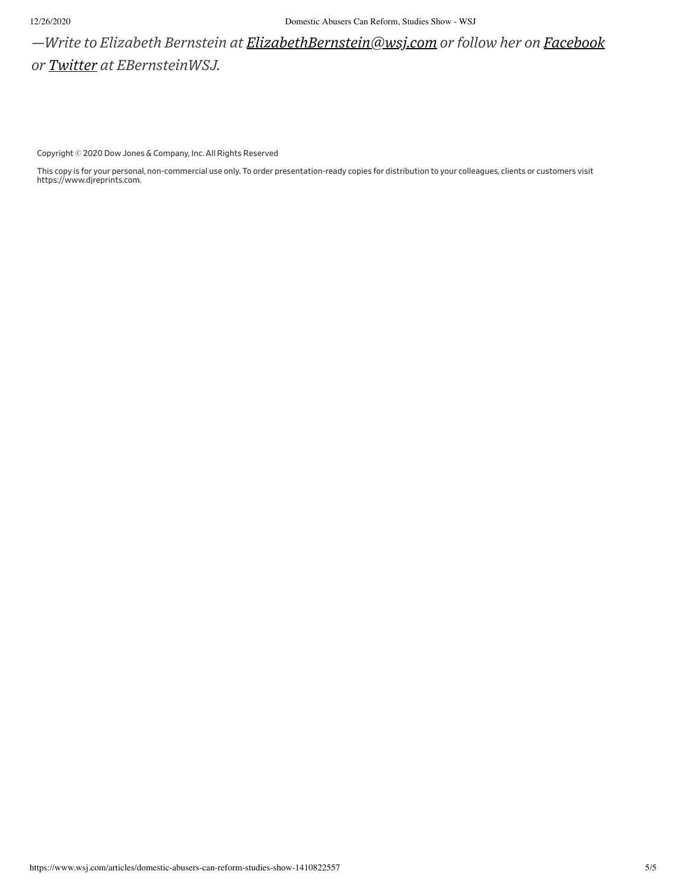*—Write to Elizabeth Bernstein at ElizabethBernstein@wsj.com or follow her on Facebook or Twitter at EBernsteinWSJ.*

Copyright © 2020 Dow Jones & Company, Inc. All Rights Reserved

This copy is for your personal, non-commercial use only. To order presentation-ready copies for distribution to your colleagues, clients or customers visit https://www.djreprints.com.